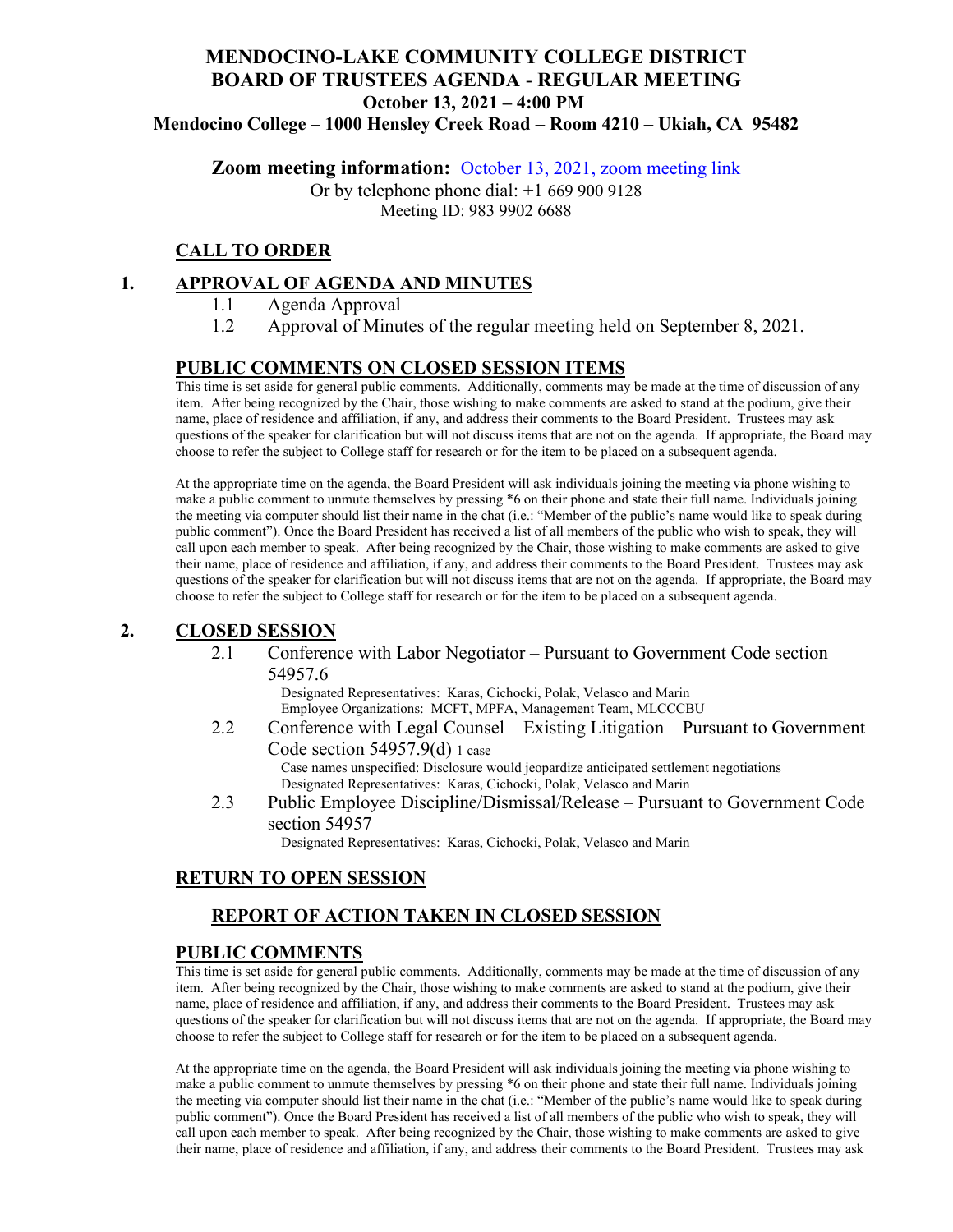# MENDOCINO-LAKE COMMUNITY COLLEGE DISTRICT
## BOARD OF TRUSTEES AGENDA - REGULAR MEETING
### October 13, 2021 – 4:00 PM
### Mendocino College – 1000 Hensley Creek Road – Room 4210 – Ukiah, CA 95482

**Zoom meeting information:** October 13, 2021, zoom meeting link

Or by telephone phone dial: +1 669 900 9128

Meeting ID: 983 9902 6688

## CALL TO ORDER

## 1. APPROVAL OF AGENDA AND MINUTES

1.1 Agenda Approval

1.2 Approval of Minutes of the regular meeting held on September 8, 2021.

## PUBLIC COMMENTS ON CLOSED SESSION ITEMS

This time is set aside for general public comments. Additionally, comments may be made at the time of discussion of any item. After being recognized by the Chair, those wishing to make comments are asked to stand at the podium, give their name, place of residence and affiliation, if any, and address their comments to the Board President. Trustees may ask questions of the speaker for clarification but will not discuss items that are not on the agenda. If appropriate, the Board may choose to refer the subject to College staff for research or for the item to be placed on a subsequent agenda.

At the appropriate time on the agenda, the Board President will ask individuals joining the meeting via phone wishing to make a public comment to unmute themselves by pressing *6 on their phone and state their full name. Individuals joining the meeting via computer should list their name in the chat (i.e.: "Member of the public's name would like to speak during public comment"). Once the Board President has received a list of all members of the public who wish to speak, they will call upon each member to speak. After being recognized by the Chair, those wishing to make comments are asked to give their name, place of residence and affiliation, if any, and address their comments to the Board President. Trustees may ask questions of the speaker for clarification but will not discuss items that are not on the agenda. If appropriate, the Board may choose to refer the subject to College staff for research or for the item to be placed on a subsequent agenda.

## 2. CLOSED SESSION

2.1 Conference with Labor Negotiator – Pursuant to Government Code section 54957.6

Designated Representatives: Karas, Cichocki, Polak, Velasco and Marin
Employee Organizations: MCFT, MPFA, Management Team, MLCCCBU

2.2 Conference with Legal Counsel – Existing Litigation – Pursuant to Government Code section 54957.9(d) 1 case

Case names unspecified: Disclosure would jeopardize anticipated settlement negotiations
Designated Representatives: Karas, Cichocki, Polak, Velasco and Marin

2.3 Public Employee Discipline/Dismissal/Release – Pursuant to Government Code section 54957

Designated Representatives: Karas, Cichocki, Polak, Velasco and Marin

## RETURN TO OPEN SESSION

### REPORT OF ACTION TAKEN IN CLOSED SESSION

## PUBLIC COMMENTS

This time is set aside for general public comments. Additionally, comments may be made at the time of discussion of any item. After being recognized by the Chair, those wishing to make comments are asked to stand at the podium, give their name, place of residence and affiliation, if any, and address their comments to the Board President. Trustees may ask questions of the speaker for clarification but will not discuss items that are not on the agenda. If appropriate, the Board may choose to refer the subject to College staff for research or for the item to be placed on a subsequent agenda.

At the appropriate time on the agenda, the Board President will ask individuals joining the meeting via phone wishing to make a public comment to unmute themselves by pressing *6 on their phone and state their full name. Individuals joining the meeting via computer should list their name in the chat (i.e.: "Member of the public's name would like to speak during public comment"). Once the Board President has received a list of all members of the public who wish to speak, they will call upon each member to speak. After being recognized by the Chair, those wishing to make comments are asked to give their name, place of residence and affiliation, if any, and address their comments to the Board President. Trustees may ask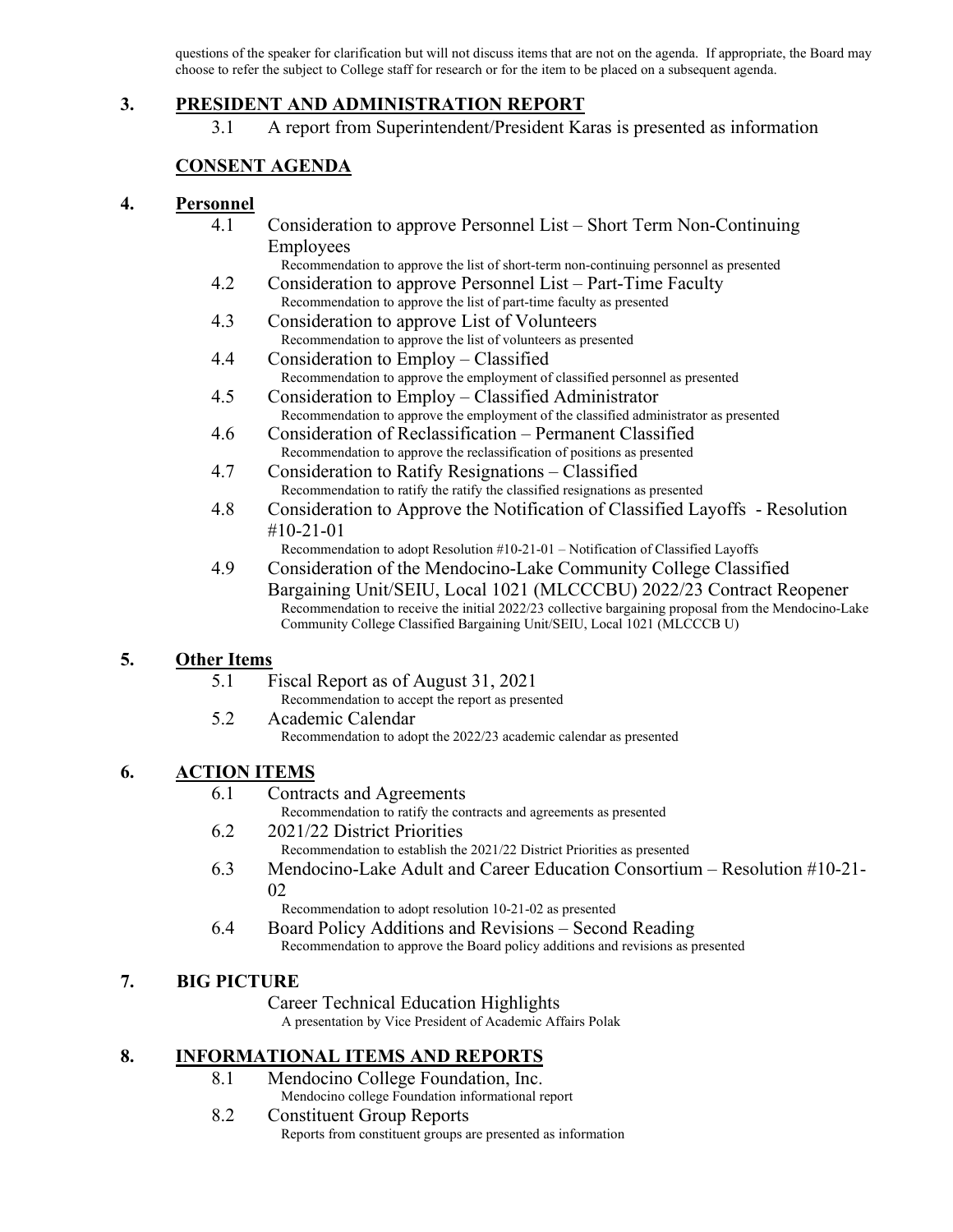questions of the speaker for clarification but will not discuss items that are not on the agenda. If appropriate, the Board may choose to refer the subject to College staff for research or for the item to be placed on a subsequent agenda.

## 3. PRESIDENT AND ADMINISTRATION REPORT

3.1 A report from Superintendent/President Karas is presented as information

## CONSENT AGENDA

## 4. Personnel

4.1 Consideration to approve Personnel List – Short Term Non-Continuing Employees
Recommendation to approve the list of short-term non-continuing personnel as presented

4.2 Consideration to approve Personnel List – Part-Time Faculty
Recommendation to approve the list of part-time faculty as presented

4.3 Consideration to approve List of Volunteers
Recommendation to approve the list of volunteers as presented

4.4 Consideration to Employ – Classified
Recommendation to approve the employment of classified personnel as presented

4.5 Consideration to Employ – Classified Administrator
Recommendation to approve the employment of the classified administrator as presented

4.6 Consideration of Reclassification – Permanent Classified
Recommendation to approve the reclassification of positions as presented

4.7 Consideration to Ratify Resignations – Classified
Recommendation to ratify the ratify the classified resignations as presented

4.8 Consideration to Approve the Notification of Classified Layoffs - Resolution #10-21-01
Recommendation to adopt Resolution #10-21-01 – Notification of Classified Layoffs

4.9 Consideration of the Mendocino-Lake Community College Classified Bargaining Unit/SEIU, Local 1021 (MLCCCBU) 2022/23 Contract Reopener
Recommendation to receive the initial 2022/23 collective bargaining proposal from the Mendocino-Lake Community College Classified Bargaining Unit/SEIU, Local 1021 (MLCCCB U)

## 5. Other Items

5.1 Fiscal Report as of August 31, 2021
Recommendation to accept the report as presented

5.2 Academic Calendar
Recommendation to adopt the 2022/23 academic calendar as presented

## 6. ACTION ITEMS

6.1 Contracts and Agreements
Recommendation to ratify the contracts and agreements as presented

6.2 2021/22 District Priorities
Recommendation to establish the 2021/22 District Priorities as presented

6.3 Mendocino-Lake Adult and Career Education Consortium – Resolution #10-21-02
Recommendation to adopt resolution 10-21-02 as presented

6.4 Board Policy Additions and Revisions – Second Reading
Recommendation to approve the Board policy additions and revisions as presented

## 7. BIG PICTURE

Career Technical Education Highlights
A presentation by Vice President of Academic Affairs Polak

## 8. INFORMATIONAL ITEMS AND REPORTS

8.1 Mendocino College Foundation, Inc.
Mendocino college Foundation informational report

8.2 Constituent Group Reports
Reports from constituent groups are presented as information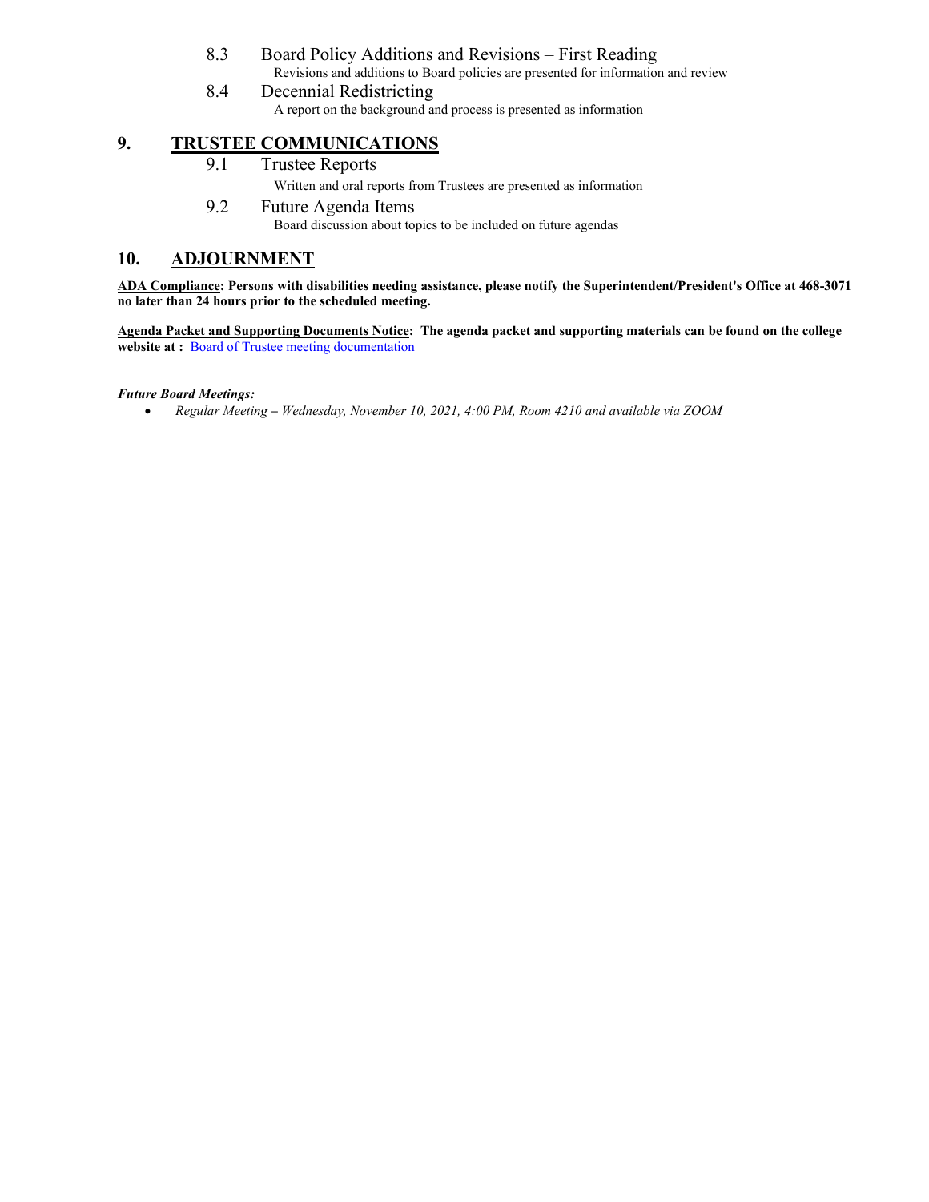8.3 Board Policy Additions and Revisions – First Reading
Revisions and additions to Board policies are presented for information and review

8.4 Decennial Redistricting
A report on the background and process is presented as information

## 9. TRUSTEE COMMUNICATIONS

9.1 Trustee Reports
Written and oral reports from Trustees are presented as information

9.2 Future Agenda Items
Board discussion about topics to be included on future agendas

## 10. ADJOURNMENT

**ADA Compliance: Persons with disabilities needing assistance, please notify the Superintendent/President's Office at 468-3071 no later than 24 hours prior to the scheduled meeting.**

**Agenda Packet and Supporting Documents Notice: The agenda packet and supporting materials can be found on the college website at :** Board of Trustee meeting documentation

***Future Board Meetings:***

- *Regular Meeting – Wednesday, November 10, 2021, 4:00 PM, Room 4210 and available via ZOOM*